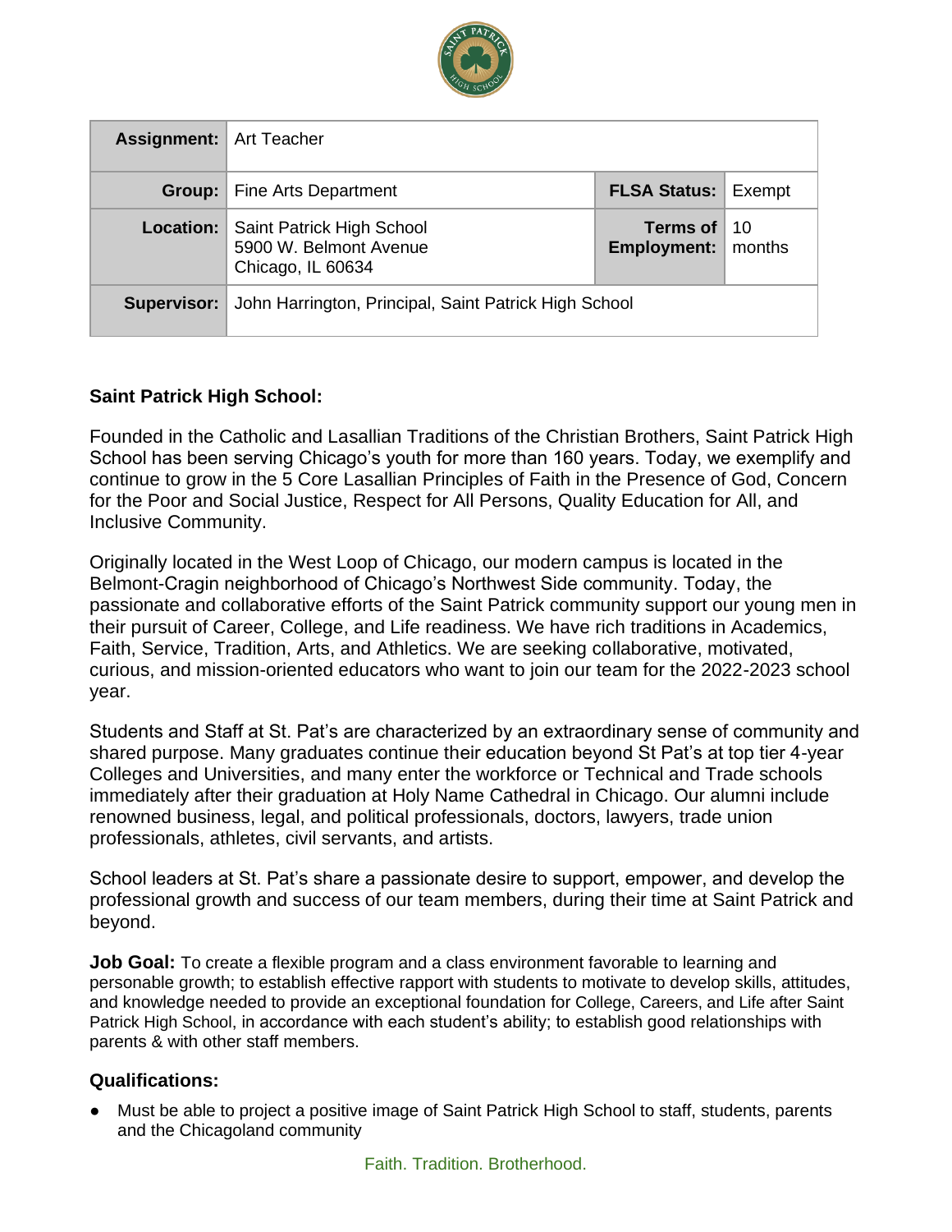| | | | |
|---|---|---|---|
| **Assignment:** | Art Teacher | | |
| **Group:** | Fine Arts Department | **FLSA Status:** | Exempt |
| **Location:** | Saint Patrick High School<br>5900 W. Belmont Avenue<br>Chicago, IL 60634 | **Terms of Employment:** | 10 months |
| **Supervisor:** | John Harrington, Principal, Saint Patrick High School | | |

**Saint Patrick High School:**

Founded in the Catholic and Lasallian Traditions of the Christian Brothers, Saint Patrick High School has been serving Chicago's youth for more than 160 years. Today, we exemplify and continue to grow in the 5 Core Lasallian Principles of Faith in the Presence of God, Concern for the Poor and Social Justice, Respect for All Persons, Quality Education for All, and Inclusive Community.

Originally located in the West Loop of Chicago, our modern campus is located in the Belmont-Cragin neighborhood of Chicago's Northwest Side community. Today, the passionate and collaborative efforts of the Saint Patrick community support our young men in their pursuit of Career, College, and Life readiness. We have rich traditions in Academics, Faith, Service, Tradition, Arts, and Athletics. We are seeking collaborative, motivated, curious, and mission-oriented educators who want to join our team for the 2022-2023 school year.

Students and Staff at St. Pat's are characterized by an extraordinary sense of community and shared purpose. Many graduates continue their education beyond St Pat's at top tier 4-year Colleges and Universities, and many enter the workforce or Technical and Trade schools immediately after their graduation at Holy Name Cathedral in Chicago. Our alumni include renowned business, legal, and political professionals, doctors, lawyers, trade union professionals, athletes, civil servants, and artists.

School leaders at St. Pat's share a passionate desire to support, empower, and develop the professional growth and success of our team members, during their time at Saint Patrick and beyond.

**Job Goal:** To create a flexible program and a class environment favorable to learning and personable growth; to establish effective rapport with students to motivate to develop skills, attitudes, and knowledge needed to provide an exceptional foundation for College, Careers, and Life after Saint Patrick High School, in accordance with each student's ability; to establish good relationships with parents & with other staff members.

### Qualifications:

- Must be able to project a positive image of Saint Patrick High School to staff, students, parents and the Chicagoland community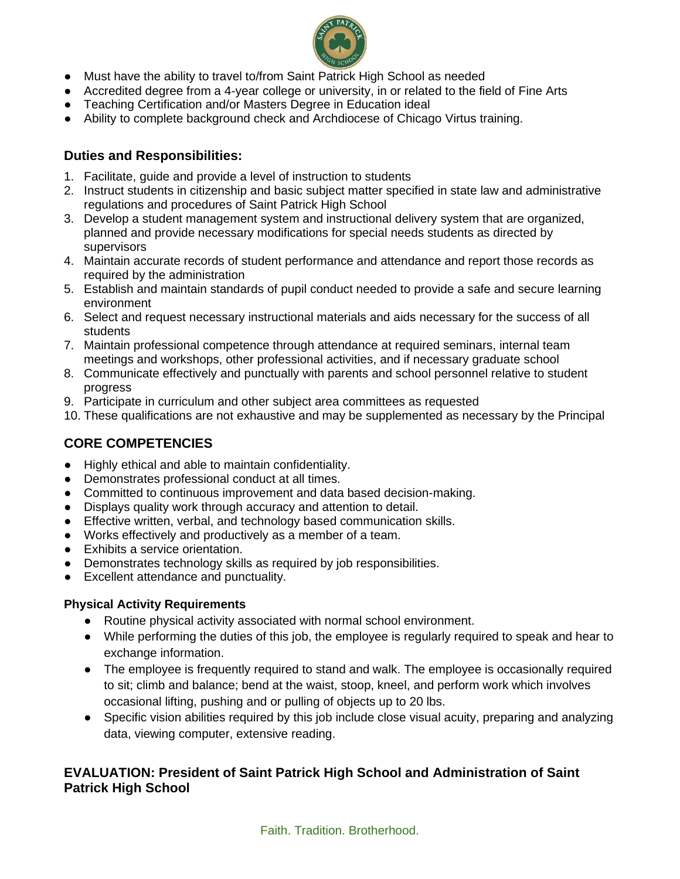- Must have the ability to travel to/from Saint Patrick High School as needed
- Accredited degree from a 4-year college or university, in or related to the field of Fine Arts
- Teaching Certification and/or Masters Degree in Education ideal
- Ability to complete background check and Archdiocese of Chicago Virtus training.

### Duties and Responsibilities:

1. Facilitate, guide and provide a level of instruction to students
2. Instruct students in citizenship and basic subject matter specified in state law and administrative regulations and procedures of Saint Patrick High School
3. Develop a student management system and instructional delivery system that are organized, planned and provide necessary modifications for special needs students as directed by supervisors
4. Maintain accurate records of student performance and attendance and report those records as required by the administration
5. Establish and maintain standards of pupil conduct needed to provide a safe and secure learning environment
6. Select and request necessary instructional materials and aids necessary for the success of all students
7. Maintain professional competence through attendance at required seminars, internal team meetings and workshops, other professional activities, and if necessary graduate school
8. Communicate effectively and punctually with parents and school personnel relative to student progress
9. Participate in curriculum and other subject area committees as requested
10. These qualifications are not exhaustive and may be supplemented as necessary by the Principal

### CORE COMPETENCIES

- Highly ethical and able to maintain confidentiality.
- Demonstrates professional conduct at all times.
- Committed to continuous improvement and data based decision-making.
- Displays quality work through accuracy and attention to detail.
- Effective written, verbal, and technology based communication skills.
- Works effectively and productively as a member of a team.
- Exhibits a service orientation.
- Demonstrates technology skills as required by job responsibilities.
- Excellent attendance and punctuality.

#### Physical Activity Requirements

- Routine physical activity associated with normal school environment.
- While performing the duties of this job, the employee is regularly required to speak and hear to exchange information.
- The employee is frequently required to stand and walk. The employee is occasionally required to sit; climb and balance; bend at the waist, stoop, kneel, and perform work which involves occasional lifting, pushing and or pulling of objects up to 20 lbs.
- Specific vision abilities required by this job include close visual acuity, preparing and analyzing data, viewing computer, extensive reading.

### EVALUATION: President of Saint Patrick High School and Administration of Saint Patrick High School

Faith. Tradition. Brotherhood.